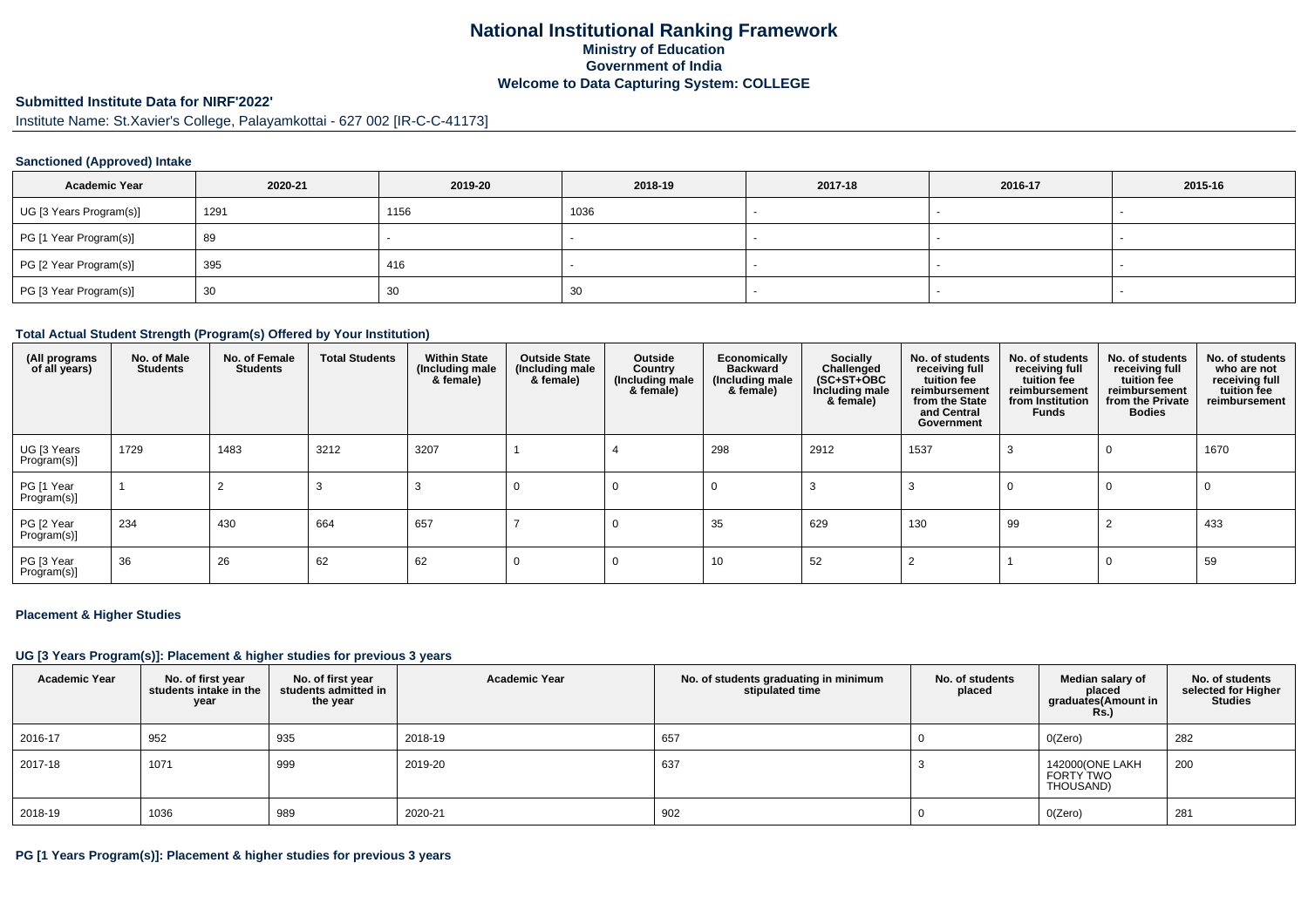# National Institutional Ranking Framework
## Ministry of Education
## Government of India
## Welcome to Data Capturing System: COLLEGE

**Submitted Institute Data for NIRF'2022'**

Institute Name: St.Xavier's College, Palayamkottai - 627 002 [IR-C-C-41173]

### Sanctioned (Approved) Intake

| Academic Year | 2020-21 | 2019-20 | 2018-19 | 2017-18 | 2016-17 | 2015-16 |
|---|---|---|---|---|---|---|
| UG [3 Years Program(s)] | 1291 | 1156 | 1036 | - | - | - |
| PG [1 Year Program(s)] | 89 | - | - | - | - | - |
| PG [2 Year Program(s)] | 395 | 416 | - | - | - | - |
| PG [3 Year Program(s)] | 30 | 30 | 30 | - | - | - |

### Total Actual Student Strength (Program(s) Offered by Your Institution)

| (All programs of all years) | No. of Male Students | No. of Female Students | Total Students | Within State (Including male & female) | Outside State (Including male & female) | Outside Country (Including male & female) | Economically Backward (Including male & female) | Socially Challenged (SC+ST+OBC Including male & female) | No. of students receiving full tuition fee reimbursement from the State and Central Government | No. of students receiving full tuition fee reimbursement from Institution Funds | No. of students receiving full tuition fee reimbursement from the Private Bodies | No. of students who are not receiving full tuition fee reimbursement |
|---|---|---|---|---|---|---|---|---|---|---|---|---|
| UG [3 Years Program(s)] | 1729 | 1483 | 3212 | 3207 | 1 | 4 | 298 | 2912 | 1537 | 3 | 0 | 1670 |
| PG [1 Year Program(s)] | 1 | 2 | 3 | 3 | 0 | 0 | 0 | 3 | 3 | 0 | 0 | 0 |
| PG [2 Year Program(s)] | 234 | 430 | 664 | 657 | 7 | 0 | 35 | 629 | 130 | 99 | 2 | 433 |
| PG [3 Year Program(s)] | 36 | 26 | 62 | 62 | 0 | 0 | 10 | 52 | 2 | 1 | 0 | 59 |

### Placement & Higher Studies

### UG [3 Years Program(s)]: Placement & higher studies for previous 3 years

| Academic Year | No. of first year students intake in the year | No. of first year students admitted in the year | Academic Year | No. of students graduating in minimum stipulated time | No. of students placed | Median salary of placed graduates(Amount in Rs.) | No. of students selected for Higher Studies |
|---|---|---|---|---|---|---|---|
| 2016-17 | 952 | 935 | 2018-19 | 657 | 0 | 0(Zero) | 282 |
| 2017-18 | 1071 | 999 | 2019-20 | 637 | 3 | 142000(ONE LAKH FORTY TWO THOUSAND) | 200 |
| 2018-19 | 1036 | 989 | 2020-21 | 902 | 0 | 0(Zero) | 281 |

### PG [1 Years Program(s)]: Placement & higher studies for previous 3 years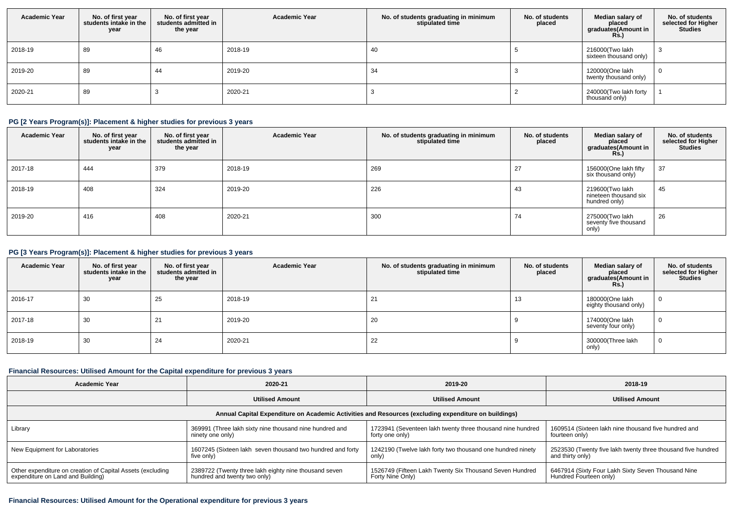| Academic Year | No. of first year students intake in the year | No. of first year students admitted in the year | Academic Year | No. of students graduating in minimum stipulated time | No. of students placed | Median salary of placed graduates(Amount in Rs.) | No. of students selected for Higher Studies |
|---|---|---|---|---|---|---|---|
| 2018-19 | 89 | 46 | 2018-19 | 40 | 5 | 216000(Two lakh sixteen thousand only) | 3 |
| 2019-20 | 89 | 44 | 2019-20 | 34 | 3 | 120000(One lakh twenty thousand only) | 0 |
| 2020-21 | 89 | 3 | 2020-21 | 3 | 2 | 240000(Two lakh forty thousand only) | 1 |

### PG [2 Years Program(s)]: Placement & higher studies for previous 3 years

| Academic Year | No. of first year students intake in the year | No. of first year students admitted in the year | Academic Year | No. of students graduating in minimum stipulated time | No. of students placed | Median salary of placed graduates(Amount in Rs.) | No. of students selected for Higher Studies |
|---|---|---|---|---|---|---|---|
| 2017-18 | 444 | 379 | 2018-19 | 269 | 27 | 156000(One lakh fifty six thousand only) | 37 |
| 2018-19 | 408 | 324 | 2019-20 | 226 | 43 | 219600(Two lakh nineteen thousand six hundred only) | 45 |
| 2019-20 | 416 | 408 | 2020-21 | 300 | 74 | 275000(Two lakh seventy five thousand only) | 26 |

### PG [3 Years Program(s)]: Placement & higher studies for previous 3 years

| Academic Year | No. of first year students intake in the year | No. of first year students admitted in the year | Academic Year | No. of students graduating in minimum stipulated time | No. of students placed | Median salary of placed graduates(Amount in Rs.) | No. of students selected for Higher Studies |
|---|---|---|---|---|---|---|---|
| 2016-17 | 30 | 25 | 2018-19 | 21 | 13 | 180000(One lakh eighty thousand only) | 0 |
| 2017-18 | 30 | 21 | 2019-20 | 20 | 9 | 174000(One lakh seventy four only) | 0 |
| 2018-19 | 30 | 24 | 2020-21 | 22 | 9 | 300000(Three lakh only) | 0 |

### Financial Resources: Utilised Amount for the Capital expenditure for previous 3 years

| Academic Year | 2020-21 | 2019-20 | 2018-19 |
|---|---|---|---|
| | Utilised Amount | Utilised Amount | Utilised Amount |
| **Annual Capital Expenditure on Academic Activities and Resources (excluding expenditure on buildings)** | | | |
| Library | 369991 (Three lakh sixty nine thousand nine hundred and ninety one only) | 1723941 (Seventeen lakh twenty three thousand nine hundred forty one only) | 1609514 (Sixteen lakh nine thousand five hundred and fourteen only) |
| New Equipment for Laboratories | 1607245 (Sixteen lakh seven thousand two hundred and forty five only) | 1242190 (Twelve lakh forty two thousand one hundred ninety only) | 2523530 (Twenty five lakh twenty three thousand five hundred and thirty only) |
| Other expenditure on creation of Capital Assets (excluding expenditure on Land and Building) | 2389722 (Twenty three lakh eighty nine thousand seven hundred and twenty two only) | 1526749 (Fifteen Lakh Twenty Six Thousand Seven Hundred Forty Nine Only) | 6467914 (Sixty Four Lakh Sixty Seven Thousand Nine Hundred Fourteen only) |

### Financial Resources: Utilised Amount for the Operational expenditure for previous 3 years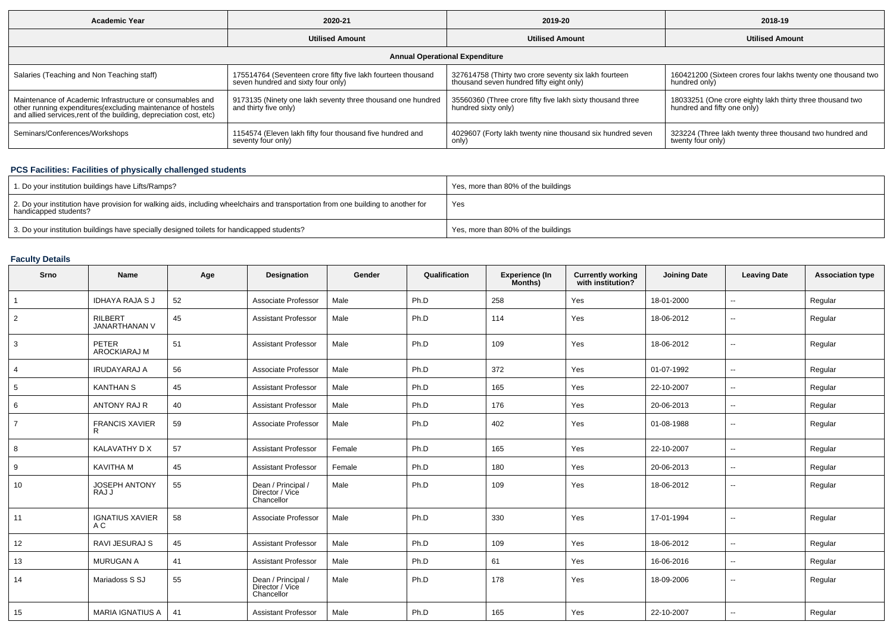| Academic Year | 2020-21 | 2019-20 | 2018-19 |
|---|---|---|---|
| | Utilised Amount | Utilised Amount | Utilised Amount |
| Annual Operational Expenditure | | | |
| Salaries (Teaching and Non Teaching staff) | 175514764 (Seventeen crore fifty five lakh fourteen thousand seven hundred and sixty four only) | 327614758 (Thirty two crore seventy six lakh fourteen thousand seven hundred fifty eight only) | 160421200 (Sixteen crores four lakhs twenty one thousand two hundred only) |
| Maintenance of Academic Infrastructure or consumables and other running expenditures(excluding maintenance of hostels and allied services,rent of the building, depreciation cost, etc) | 9173135 (Ninety one lakh seventy three thousand one hundred and thirty five only) | 35560360 (Three crore fifty five lakh sixty thousand three hundred sixty only) | 18033251 (One crore eighty lakh thirty three thousand two hundred and fifty one only) |
| Seminars/Conferences/Workshops | 1154574 (Eleven lakh fifty four thousand five hundred and seventy four only) | 4029607 (Forty lakh twenty nine thousand six hundred seven only) | 323224 (Three lakh twenty three thousand two hundred and twenty four only) |

## PCS Facilities: Facilities of physically challenged students

| | |
|---|---|
| 1. Do your institution buildings have Lifts/Ramps? | Yes, more than 80% of the buildings |
| 2. Do your institution have provision for walking aids, including wheelchairs and transportation from one building to another for handicapped students? | Yes |
| 3. Do your institution buildings have specially designed toilets for handicapped students? | Yes, more than 80% of the buildings |

## Faculty Details

| Srno | Name | Age | Designation | Gender | Qualification | Experience (In Months) | Currently working with institution? | Joining Date | Leaving Date | Association type |
|---|---|---|---|---|---|---|---|---|---|---|
| 1 | IDHAYA RAJA S J | 52 | Associate Professor | Male | Ph.D | 258 | Yes | 18-01-2000 | -- | Regular |
| 2 | RILBERT JANARTHANAN V | 45 | Assistant Professor | Male | Ph.D | 114 | Yes | 18-06-2012 | -- | Regular |
| 3 | PETER AROCKIARAJ M | 51 | Assistant Professor | Male | Ph.D | 109 | Yes | 18-06-2012 | -- | Regular |
| 4 | IRUDAYARAJ A | 56 | Associate Professor | Male | Ph.D | 372 | Yes | 01-07-1992 | -- | Regular |
| 5 | KANTHAN S | 45 | Assistant Professor | Male | Ph.D | 165 | Yes | 22-10-2007 | -- | Regular |
| 6 | ANTONY RAJ R | 40 | Assistant Professor | Male | Ph.D | 176 | Yes | 20-06-2013 | -- | Regular |
| 7 | FRANCIS XAVIER R | 59 | Associate Professor | Male | Ph.D | 402 | Yes | 01-08-1988 | -- | Regular |
| 8 | KALAVATHY D X | 57 | Assistant Professor | Female | Ph.D | 165 | Yes | 22-10-2007 | -- | Regular |
| 9 | KAVITHA M | 45 | Assistant Professor | Female | Ph.D | 180 | Yes | 20-06-2013 | -- | Regular |
| 10 | JOSEPH ANTONY RAJ J | 55 | Dean / Principal / Director / Vice Chancellor | Male | Ph.D | 109 | Yes | 18-06-2012 | -- | Regular |
| 11 | IGNATIUS XAVIER A C | 58 | Associate Professor | Male | Ph.D | 330 | Yes | 17-01-1994 | -- | Regular |
| 12 | RAVI JESURAJ S | 45 | Assistant Professor | Male | Ph.D | 109 | Yes | 18-06-2012 | -- | Regular |
| 13 | MURUGAN A | 41 | Assistant Professor | Male | Ph.D | 61 | Yes | 16-06-2016 | -- | Regular |
| 14 | Mariadoss S SJ | 55 | Dean / Principal / Director / Vice Chancellor | Male | Ph.D | 178 | Yes | 18-09-2006 | -- | Regular |
| 15 | MARIA IGNATIUS A | 41 | Assistant Professor | Male | Ph.D | 165 | Yes | 22-10-2007 | -- | Regular |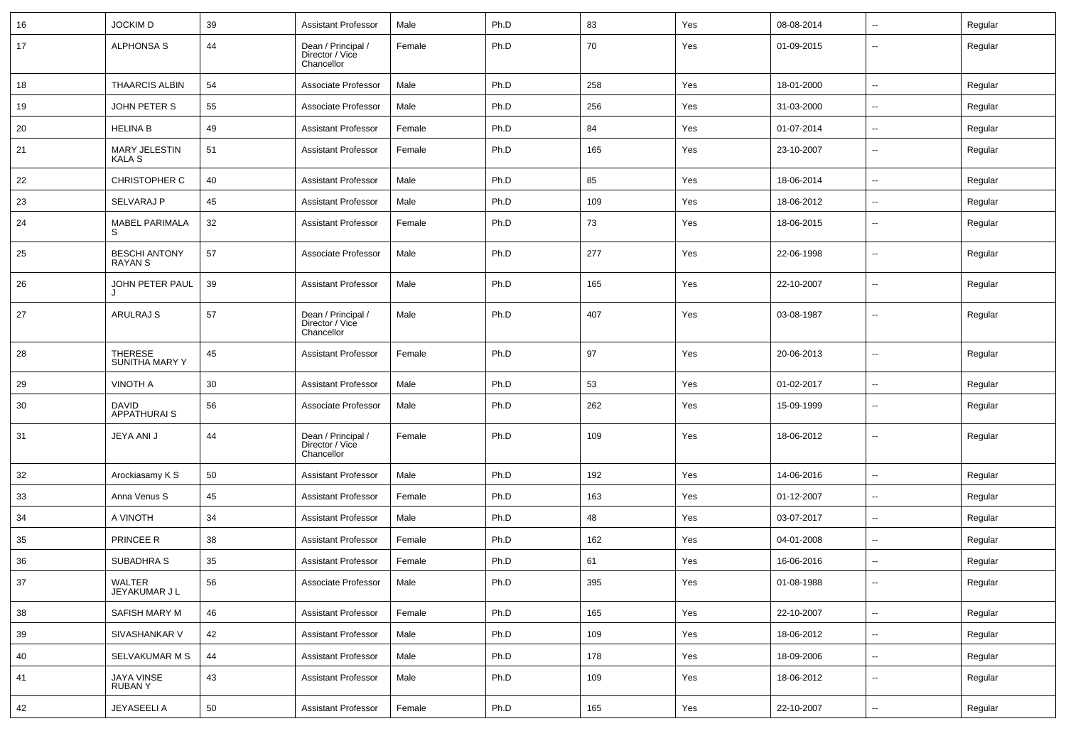| 16 | JOCKIM D | 39 | Assistant Professor | Male | Ph.D | 83 | Yes | 08-08-2014 | -- | Regular |
|---|---|---|---|---|---|---|---|---|---|---|
| 17 | ALPHONSA S | 44 | Dean / Principal / Director / Vice Chancellor | Female | Ph.D | 70 | Yes | 01-09-2015 | -- | Regular |
| 18 | THAARCIS ALBIN | 54 | Associate Professor | Male | Ph.D | 258 | Yes | 18-01-2000 | -- | Regular |
| 19 | JOHN PETER S | 55 | Associate Professor | Male | Ph.D | 256 | Yes | 31-03-2000 | -- | Regular |
| 20 | HELINA B | 49 | Assistant Professor | Female | Ph.D | 84 | Yes | 01-07-2014 | -- | Regular |
| 21 | MARY JELESTIN KALA S | 51 | Assistant Professor | Female | Ph.D | 165 | Yes | 23-10-2007 | -- | Regular |
| 22 | CHRISTOPHER C | 40 | Assistant Professor | Male | Ph.D | 85 | Yes | 18-06-2014 | -- | Regular |
| 23 | SELVARAJ P | 45 | Assistant Professor | Male | Ph.D | 109 | Yes | 18-06-2012 | -- | Regular |
| 24 | MABEL PARIMALA S | 32 | Assistant Professor | Female | Ph.D | 73 | Yes | 18-06-2015 | -- | Regular |
| 25 | BESCHI ANTONY RAYAN S | 57 | Associate Professor | Male | Ph.D | 277 | Yes | 22-06-1998 | -- | Regular |
| 26 | JOHN PETER PAUL J | 39 | Assistant Professor | Male | Ph.D | 165 | Yes | 22-10-2007 | -- | Regular |
| 27 | ARULRAJ S | 57 | Dean / Principal / Director / Vice Chancellor | Male | Ph.D | 407 | Yes | 03-08-1987 | -- | Regular |
| 28 | THERESE SUNITHA MARY Y | 45 | Assistant Professor | Female | Ph.D | 97 | Yes | 20-06-2013 | -- | Regular |
| 29 | VINOTH A | 30 | Assistant Professor | Male | Ph.D | 53 | Yes | 01-02-2017 | -- | Regular |
| 30 | DAVID APPATHURAI S | 56 | Associate Professor | Male | Ph.D | 262 | Yes | 15-09-1999 | -- | Regular |
| 31 | JEYA ANI J | 44 | Dean / Principal / Director / Vice Chancellor | Female | Ph.D | 109 | Yes | 18-06-2012 | -- | Regular |
| 32 | Arockiasamy K S | 50 | Assistant Professor | Male | Ph.D | 192 | Yes | 14-06-2016 | -- | Regular |
| 33 | Anna Venus S | 45 | Assistant Professor | Female | Ph.D | 163 | Yes | 01-12-2007 | -- | Regular |
| 34 | A VINOTH | 34 | Assistant Professor | Male | Ph.D | 48 | Yes | 03-07-2017 | -- | Regular |
| 35 | PRINCEE R | 38 | Assistant Professor | Female | Ph.D | 162 | Yes | 04-01-2008 | -- | Regular |
| 36 | SUBADHRA S | 35 | Assistant Professor | Female | Ph.D | 61 | Yes | 16-06-2016 | -- | Regular |
| 37 | WALTER JEYAKUMAR J L | 56 | Associate Professor | Male | Ph.D | 395 | Yes | 01-08-1988 | -- | Regular |
| 38 | SAFISH MARY M | 46 | Assistant Professor | Female | Ph.D | 165 | Yes | 22-10-2007 | -- | Regular |
| 39 | SIVASHANKAR V | 42 | Assistant Professor | Male | Ph.D | 109 | Yes | 18-06-2012 | -- | Regular |
| 40 | SELVAKUMAR M S | 44 | Assistant Professor | Male | Ph.D | 178 | Yes | 18-09-2006 | -- | Regular |
| 41 | JAYA VINSE RUBAN Y | 43 | Assistant Professor | Male | Ph.D | 109 | Yes | 18-06-2012 | -- | Regular |
| 42 | JEYASEELI A | 50 | Assistant Professor | Female | Ph.D | 165 | Yes | 22-10-2007 | -- | Regular |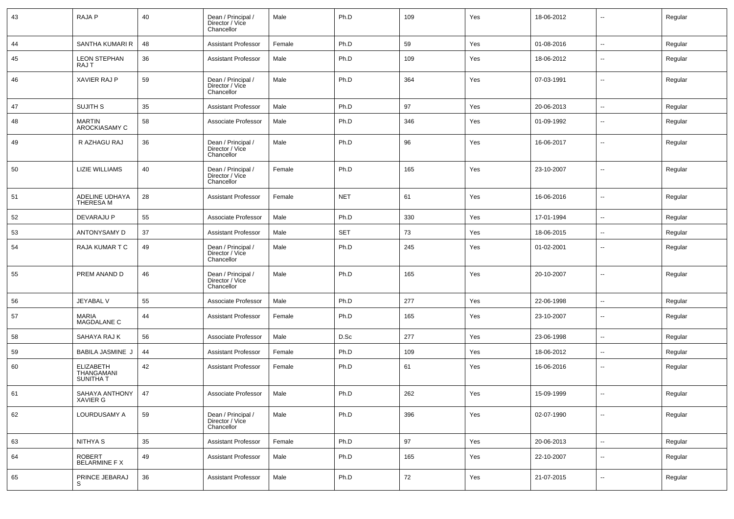| 43 | RAJA P | 40 | Dean / Principal / Director / Vice Chancellor | Male | Ph.D | 109 | Yes | 18-06-2012 | -- | Regular |
|---|---|---|---|---|---|---|---|---|---|---|
| 44 | SANTHA KUMARI R | 48 | Assistant Professor | Female | Ph.D | 59 | Yes | 01-08-2016 | -- | Regular |
| 45 | LEON STEPHAN RAJ T | 36 | Assistant Professor | Male | Ph.D | 109 | Yes | 18-06-2012 | -- | Regular |
| 46 | XAVIER RAJ P | 59 | Dean / Principal / Director / Vice Chancellor | Male | Ph.D | 364 | Yes | 07-03-1991 | -- | Regular |
| 47 | SUJITH S | 35 | Assistant Professor | Male | Ph.D | 97 | Yes | 20-06-2013 | -- | Regular |
| 48 | MARTIN AROCKIASAMY C | 58 | Associate Professor | Male | Ph.D | 346 | Yes | 01-09-1992 | -- | Regular |
| 49 | R AZHAGU RAJ | 36 | Dean / Principal / Director / Vice Chancellor | Male | Ph.D | 96 | Yes | 16-06-2017 | -- | Regular |
| 50 | LIZIE WILLIAMS | 40 | Dean / Principal / Director / Vice Chancellor | Female | Ph.D | 165 | Yes | 23-10-2007 | -- | Regular |
| 51 | ADELINE UDHAYA THERESA M | 28 | Assistant Professor | Female | NET | 61 | Yes | 16-06-2016 | -- | Regular |
| 52 | DEVARAJU P | 55 | Associate Professor | Male | Ph.D | 330 | Yes | 17-01-1994 | -- | Regular |
| 53 | ANTONYSAMY D | 37 | Assistant Professor | Male | SET | 73 | Yes | 18-06-2015 | -- | Regular |
| 54 | RAJA KUMAR T C | 49 | Dean / Principal / Director / Vice Chancellor | Male | Ph.D | 245 | Yes | 01-02-2001 | -- | Regular |
| 55 | PREM ANAND D | 46 | Dean / Principal / Director / Vice Chancellor | Male | Ph.D | 165 | Yes | 20-10-2007 | -- | Regular |
| 56 | JEYABAL V | 55 | Associate Professor | Male | Ph.D | 277 | Yes | 22-06-1998 | -- | Regular |
| 57 | MARIA MAGDALANE C | 44 | Assistant Professor | Female | Ph.D | 165 | Yes | 23-10-2007 | -- | Regular |
| 58 | SAHAYA RAJ K | 56 | Associate Professor | Male | D.Sc | 277 | Yes | 23-06-1998 | -- | Regular |
| 59 | BABILA JASMINE J | 44 | Assistant Professor | Female | Ph.D | 109 | Yes | 18-06-2012 | -- | Regular |
| 60 | ELIZABETH THANGAMANI SUNITHA T | 42 | Assistant Professor | Female | Ph.D | 61 | Yes | 16-06-2016 | -- | Regular |
| 61 | SAHAYA ANTHONY XAVIER G | 47 | Associate Professor | Male | Ph.D | 262 | Yes | 15-09-1999 | -- | Regular |
| 62 | LOURDUSAMY A | 59 | Dean / Principal / Director / Vice Chancellor | Male | Ph.D | 396 | Yes | 02-07-1990 | -- | Regular |
| 63 | NITHYA S | 35 | Assistant Professor | Female | Ph.D | 97 | Yes | 20-06-2013 | -- | Regular |
| 64 | ROBERT BELARMINE F X | 49 | Assistant Professor | Male | Ph.D | 165 | Yes | 22-10-2007 | -- | Regular |
| 65 | PRINCE JEBARAJ S | 36 | Assistant Professor | Male | Ph.D | 72 | Yes | 21-07-2015 | -- | Regular |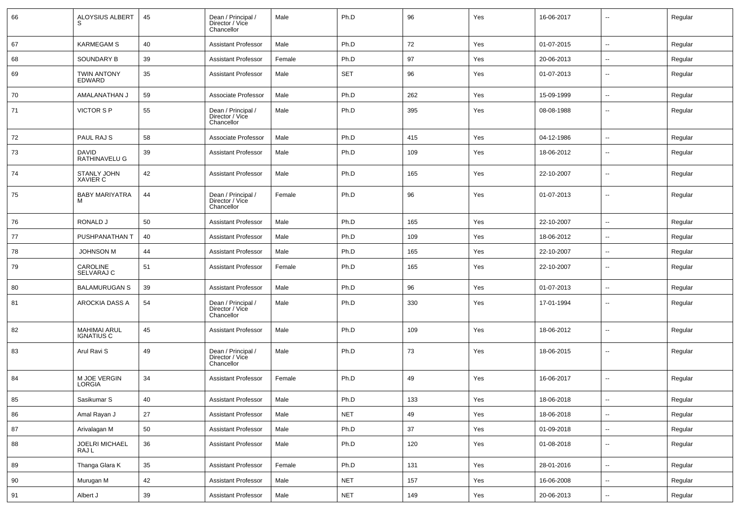| 66 | ALOYSIUS ALBERT S | 45 | Dean / Principal / Director / Vice Chancellor | Male | Ph.D | 96 | Yes | 16-06-2017 | -- | Regular |
|---|---|---|---|---|---|---|---|---|---|---|
| 67 | KARMEGAM S | 40 | Assistant Professor | Male | Ph.D | 72 | Yes | 01-07-2015 | -- | Regular |
| 68 | SOUNDARY B | 39 | Assistant Professor | Female | Ph.D | 97 | Yes | 20-06-2013 | -- | Regular |
| 69 | TWIN ANTONY EDWARD | 35 | Assistant Professor | Male | SET | 96 | Yes | 01-07-2013 | -- | Regular |
| 70 | AMALANATHAN J | 59 | Associate Professor | Male | Ph.D | 262 | Yes | 15-09-1999 | -- | Regular |
| 71 | VICTOR S P | 55 | Dean / Principal / Director / Vice Chancellor | Male | Ph.D | 395 | Yes | 08-08-1988 | -- | Regular |
| 72 | PAUL RAJ S | 58 | Associate Professor | Male | Ph.D | 415 | Yes | 04-12-1986 | -- | Regular |
| 73 | DAVID RATHINAVELU G | 39 | Assistant Professor | Male | Ph.D | 109 | Yes | 18-06-2012 | -- | Regular |
| 74 | STANLY JOHN XAVIER C | 42 | Assistant Professor | Male | Ph.D | 165 | Yes | 22-10-2007 | -- | Regular |
| 75 | BABY MARIYATRA M | 44 | Dean / Principal / Director / Vice Chancellor | Female | Ph.D | 96 | Yes | 01-07-2013 | -- | Regular |
| 76 | RONALD J | 50 | Assistant Professor | Male | Ph.D | 165 | Yes | 22-10-2007 | -- | Regular |
| 77 | PUSHPANATHAN T | 40 | Assistant Professor | Male | Ph.D | 109 | Yes | 18-06-2012 | -- | Regular |
| 78 | JOHNSON M | 44 | Assistant Professor | Male | Ph.D | 165 | Yes | 22-10-2007 | -- | Regular |
| 79 | CAROLINE SELVARAJ C | 51 | Assistant Professor | Female | Ph.D | 165 | Yes | 22-10-2007 | -- | Regular |
| 80 | BALAMURUGAN S | 39 | Assistant Professor | Male | Ph.D | 96 | Yes | 01-07-2013 | -- | Regular |
| 81 | AROCKIA DASS A | 54 | Dean / Principal / Director / Vice Chancellor | Male | Ph.D | 330 | Yes | 17-01-1994 | -- | Regular |
| 82 | MAHIMAI ARUL IGNATIUS C | 45 | Assistant Professor | Male | Ph.D | 109 | Yes | 18-06-2012 | -- | Regular |
| 83 | Arul Ravi S | 49 | Dean / Principal / Director / Vice Chancellor | Male | Ph.D | 73 | Yes | 18-06-2015 | -- | Regular |
| 84 | M JOE VERGIN LORGIA | 34 | Assistant Professor | Female | Ph.D | 49 | Yes | 16-06-2017 | -- | Regular |
| 85 | Sasikumar S | 40 | Assistant Professor | Male | Ph.D | 133 | Yes | 18-06-2018 | -- | Regular |
| 86 | Amal Rayan J | 27 | Assistant Professor | Male | NET | 49 | Yes | 18-06-2018 | -- | Regular |
| 87 | Arivalagan M | 50 | Assistant Professor | Male | Ph.D | 37 | Yes | 01-09-2018 | -- | Regular |
| 88 | JOELRI MICHAEL RAJ L | 36 | Assistant Professor | Male | Ph.D | 120 | Yes | 01-08-2018 | -- | Regular |
| 89 | Thanga Glara K | 35 | Assistant Professor | Female | Ph.D | 131 | Yes | 28-01-2016 | -- | Regular |
| 90 | Murugan M | 42 | Assistant Professor | Male | NET | 157 | Yes | 16-06-2008 | -- | Regular |
| 91 | Albert J | 39 | Assistant Professor | Male | NET | 149 | Yes | 20-06-2013 | -- | Regular |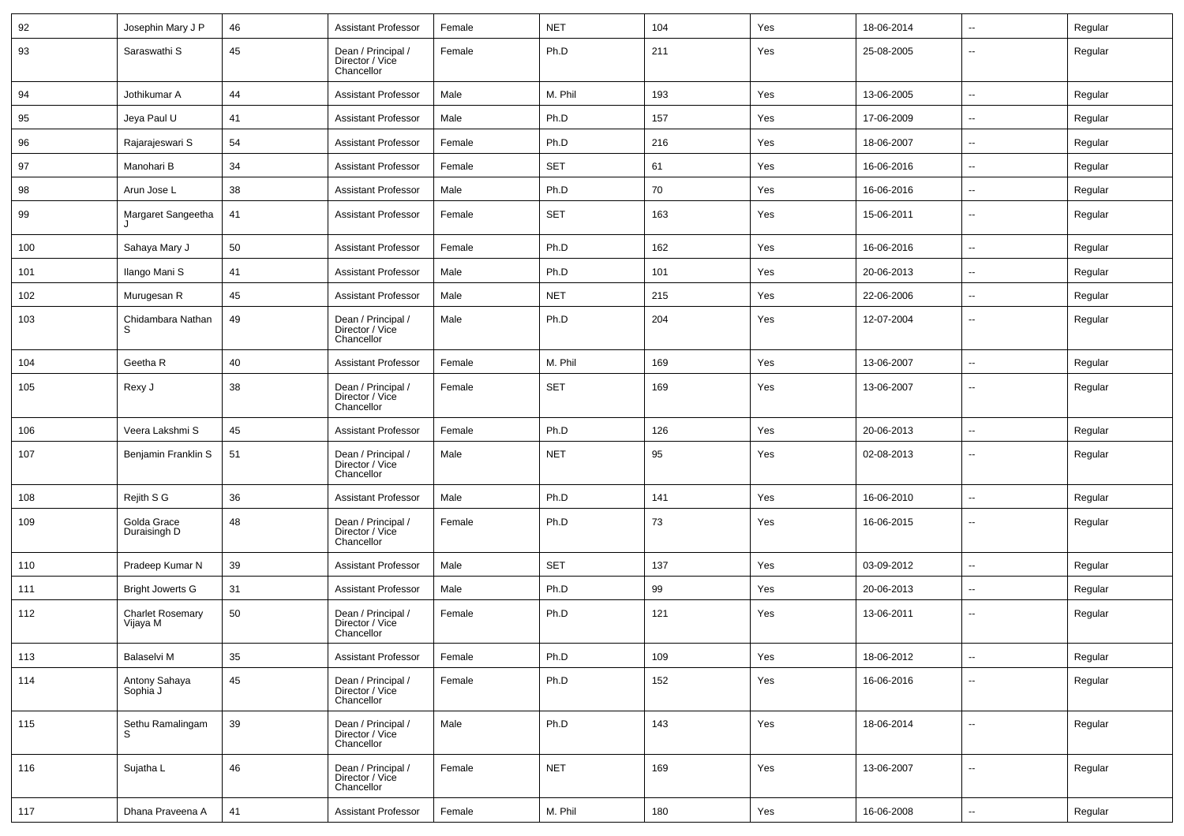| 92 | Josephin Mary J P | 46 | Assistant Professor | Female | NET | 104 | Yes | 18-06-2014 | -- | Regular |
|---|---|---|---|---|---|---|---|---|---|---|
| 93 | Saraswathi S | 45 | Dean / Principal / Director / Vice Chancellor | Female | Ph.D | 211 | Yes | 25-08-2005 | -- | Regular |
| 94 | Jothikumar A | 44 | Assistant Professor | Male | M. Phil | 193 | Yes | 13-06-2005 | -- | Regular |
| 95 | Jeya Paul U | 41 | Assistant Professor | Male | Ph.D | 157 | Yes | 17-06-2009 | -- | Regular |
| 96 | Rajarajeswari S | 54 | Assistant Professor | Female | Ph.D | 216 | Yes | 18-06-2007 | -- | Regular |
| 97 | Manohari B | 34 | Assistant Professor | Female | SET | 61 | Yes | 16-06-2016 | -- | Regular |
| 98 | Arun Jose L | 38 | Assistant Professor | Male | Ph.D | 70 | Yes | 16-06-2016 | -- | Regular |
| 99 | Margaret Sangeetha J | 41 | Assistant Professor | Female | SET | 163 | Yes | 15-06-2011 | -- | Regular |
| 100 | Sahaya Mary J | 50 | Assistant Professor | Female | Ph.D | 162 | Yes | 16-06-2016 | -- | Regular |
| 101 | Ilango Mani S | 41 | Assistant Professor | Male | Ph.D | 101 | Yes | 20-06-2013 | -- | Regular |
| 102 | Murugesan R | 45 | Assistant Professor | Male | NET | 215 | Yes | 22-06-2006 | -- | Regular |
| 103 | Chidambara Nathan S | 49 | Dean / Principal / Director / Vice Chancellor | Male | Ph.D | 204 | Yes | 12-07-2004 | -- | Regular |
| 104 | Geetha R | 40 | Assistant Professor | Female | M. Phil | 169 | Yes | 13-06-2007 | -- | Regular |
| 105 | Rexy J | 38 | Dean / Principal / Director / Vice Chancellor | Female | SET | 169 | Yes | 13-06-2007 | -- | Regular |
| 106 | Veera Lakshmi S | 45 | Assistant Professor | Female | Ph.D | 126 | Yes | 20-06-2013 | -- | Regular |
| 107 | Benjamin Franklin S | 51 | Dean / Principal / Director / Vice Chancellor | Male | NET | 95 | Yes | 02-08-2013 | -- | Regular |
| 108 | Rejith S G | 36 | Assistant Professor | Male | Ph.D | 141 | Yes | 16-06-2010 | -- | Regular |
| 109 | Golda Grace Duraisingh D | 48 | Dean / Principal / Director / Vice Chancellor | Female | Ph.D | 73 | Yes | 16-06-2015 | -- | Regular |
| 110 | Pradeep Kumar N | 39 | Assistant Professor | Male | SET | 137 | Yes | 03-09-2012 | -- | Regular |
| 111 | Bright Jowerts G | 31 | Assistant Professor | Male | Ph.D | 99 | Yes | 20-06-2013 | -- | Regular |
| 112 | Charlet Rosemary Vijaya M | 50 | Dean / Principal / Director / Vice Chancellor | Female | Ph.D | 121 | Yes | 13-06-2011 | -- | Regular |
| 113 | Balaselvi M | 35 | Assistant Professor | Female | Ph.D | 109 | Yes | 18-06-2012 | -- | Regular |
| 114 | Antony Sahaya Sophia J | 45 | Dean / Principal / Director / Vice Chancellor | Female | Ph.D | 152 | Yes | 16-06-2016 | -- | Regular |
| 115 | Sethu Ramalingam S | 39 | Dean / Principal / Director / Vice Chancellor | Male | Ph.D | 143 | Yes | 18-06-2014 | -- | Regular |
| 116 | Sujatha L | 46 | Dean / Principal / Director / Vice Chancellor | Female | NET | 169 | Yes | 13-06-2007 | -- | Regular |
| 117 | Dhana Praveena A | 41 | Assistant Professor | Female | M. Phil | 180 | Yes | 16-06-2008 | -- | Regular |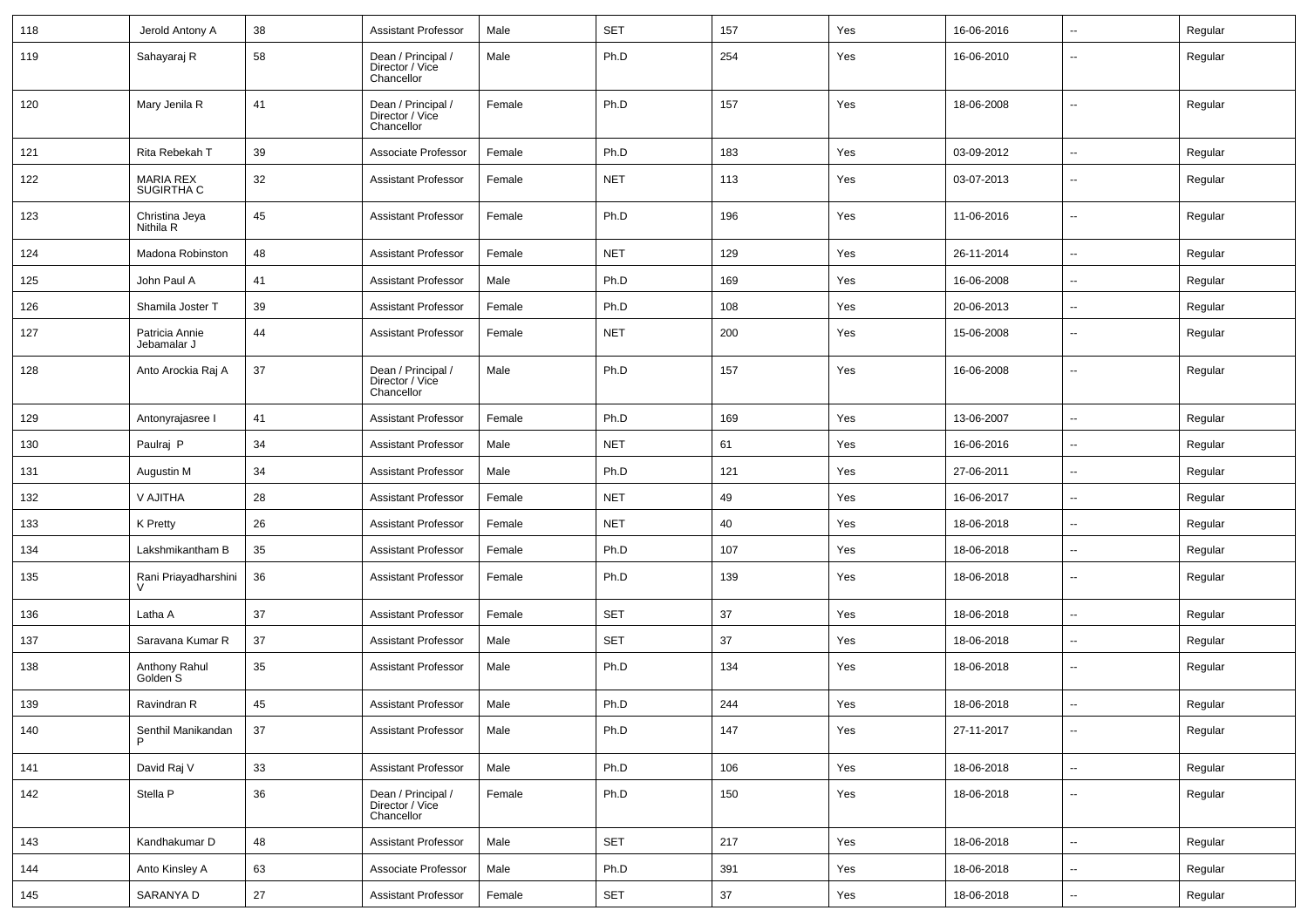| 118 | Jerold Antony A | 38 | Assistant Professor | Male | SET | 157 | Yes | 16-06-2016 | -- | Regular |
|---|---|---|---|---|---|---|---|---|---|---|
| 119 | Sahayaraj R | 58 | Dean / Principal / Director / Vice Chancellor | Male | Ph.D | 254 | Yes | 16-06-2010 | -- | Regular |
| 120 | Mary Jenila R | 41 | Dean / Principal / Director / Vice Chancellor | Female | Ph.D | 157 | Yes | 18-06-2008 | -- | Regular |
| 121 | Rita Rebekah T | 39 | Associate Professor | Female | Ph.D | 183 | Yes | 03-09-2012 | -- | Regular |
| 122 | MARIA REX SUGIRTHA C | 32 | Assistant Professor | Female | NET | 113 | Yes | 03-07-2013 | -- | Regular |
| 123 | Christina Jeya Nithila R | 45 | Assistant Professor | Female | Ph.D | 196 | Yes | 11-06-2016 | -- | Regular |
| 124 | Madona Robinston | 48 | Assistant Professor | Female | NET | 129 | Yes | 26-11-2014 | -- | Regular |
| 125 | John Paul A | 41 | Assistant Professor | Male | Ph.D | 169 | Yes | 16-06-2008 | -- | Regular |
| 126 | Shamila Joster T | 39 | Assistant Professor | Female | Ph.D | 108 | Yes | 20-06-2013 | -- | Regular |
| 127 | Patricia Annie Jebamalar J | 44 | Assistant Professor | Female | NET | 200 | Yes | 15-06-2008 | -- | Regular |
| 128 | Anto Arockia Raj A | 37 | Dean / Principal / Director / Vice Chancellor | Male | Ph.D | 157 | Yes | 16-06-2008 | -- | Regular |
| 129 | Antonyrajasree I | 41 | Assistant Professor | Female | Ph.D | 169 | Yes | 13-06-2007 | -- | Regular |
| 130 | Paulraj P | 34 | Assistant Professor | Male | NET | 61 | Yes | 16-06-2016 | -- | Regular |
| 131 | Augustin M | 34 | Assistant Professor | Male | Ph.D | 121 | Yes | 27-06-2011 | -- | Regular |
| 132 | V AJITHA | 28 | Assistant Professor | Female | NET | 49 | Yes | 16-06-2017 | -- | Regular |
| 133 | K Pretty | 26 | Assistant Professor | Female | NET | 40 | Yes | 18-06-2018 | -- | Regular |
| 134 | Lakshmikantham B | 35 | Assistant Professor | Female | Ph.D | 107 | Yes | 18-06-2018 | -- | Regular |
| 135 | Rani Priayadharshini V | 36 | Assistant Professor | Female | Ph.D | 139 | Yes | 18-06-2018 | -- | Regular |
| 136 | Latha A | 37 | Assistant Professor | Female | SET | 37 | Yes | 18-06-2018 | -- | Regular |
| 137 | Saravana Kumar R | 37 | Assistant Professor | Male | SET | 37 | Yes | 18-06-2018 | -- | Regular |
| 138 | Anthony Rahul Golden S | 35 | Assistant Professor | Male | Ph.D | 134 | Yes | 18-06-2018 | -- | Regular |
| 139 | Ravindran R | 45 | Assistant Professor | Male | Ph.D | 244 | Yes | 18-06-2018 | -- | Regular |
| 140 | Senthil Manikandan P | 37 | Assistant Professor | Male | Ph.D | 147 | Yes | 27-11-2017 | -- | Regular |
| 141 | David Raj V | 33 | Assistant Professor | Male | Ph.D | 106 | Yes | 18-06-2018 | -- | Regular |
| 142 | Stella P | 36 | Dean / Principal / Director / Vice Chancellor | Female | Ph.D | 150 | Yes | 18-06-2018 | -- | Regular |
| 143 | Kandhakumar D | 48 | Assistant Professor | Male | SET | 217 | Yes | 18-06-2018 | -- | Regular |
| 144 | Anto Kinsley A | 63 | Associate Professor | Male | Ph.D | 391 | Yes | 18-06-2018 | -- | Regular |
| 145 | SARANYA D | 27 | Assistant Professor | Female | SET | 37 | Yes | 18-06-2018 | -- | Regular |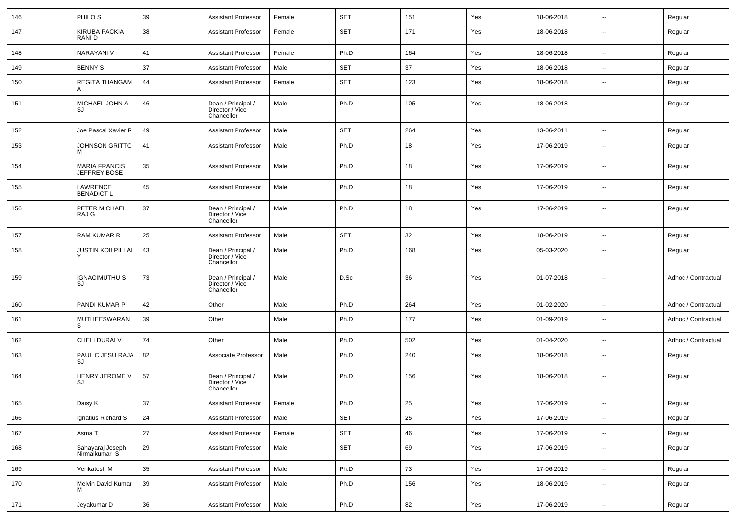| 146 | PHILO S | 39 | Assistant Professor | Female | SET | 151 | Yes | 18-06-2018 | -- | Regular |
|---|---|---|---|---|---|---|---|---|---|---|
| 147 | KIRUBA PACKIA RANI D | 38 | Assistant Professor | Female | SET | 171 | Yes | 18-06-2018 | -- | Regular |
| 148 | NARAYANI V | 41 | Assistant Professor | Female | Ph.D | 164 | Yes | 18-06-2018 | -- | Regular |
| 149 | BENNY S | 37 | Assistant Professor | Male | SET | 37 | Yes | 18-06-2018 | -- | Regular |
| 150 | REGITA THANGAM A | 44 | Assistant Professor | Female | SET | 123 | Yes | 18-06-2018 | -- | Regular |
| 151 | MICHAEL JOHN A SJ | 46 | Dean / Principal / Director / Vice Chancellor | Male | Ph.D | 105 | Yes | 18-06-2018 | -- | Regular |
| 152 | Joe Pascal Xavier R | 49 | Assistant Professor | Male | SET | 264 | Yes | 13-06-2011 | -- | Regular |
| 153 | JOHNSON GRITTO M | 41 | Assistant Professor | Male | Ph.D | 18 | Yes | 17-06-2019 | -- | Regular |
| 154 | MARIA FRANCIS JEFFREY BOSE | 35 | Assistant Professor | Male | Ph.D | 18 | Yes | 17-06-2019 | -- | Regular |
| 155 | LAWRENCE BENADICT L | 45 | Assistant Professor | Male | Ph.D | 18 | Yes | 17-06-2019 | -- | Regular |
| 156 | PETER MICHAEL RAJ G | 37 | Dean / Principal / Director / Vice Chancellor | Male | Ph.D | 18 | Yes | 17-06-2019 | -- | Regular |
| 157 | RAM KUMAR R | 25 | Assistant Professor | Male | SET | 32 | Yes | 18-06-2019 | -- | Regular |
| 158 | JUSTIN KOILPILLAI Y | 43 | Dean / Principal / Director / Vice Chancellor | Male | Ph.D | 168 | Yes | 05-03-2020 | -- | Regular |
| 159 | IGNACIMUTHU S SJ | 73 | Dean / Principal / Director / Vice Chancellor | Male | D.Sc | 36 | Yes | 01-07-2018 | -- | Adhoc / Contractual |
| 160 | PANDI KUMAR P | 42 | Other | Male | Ph.D | 264 | Yes | 01-02-2020 | -- | Adhoc / Contractual |
| 161 | MUTHEESWARAN S | 39 | Other | Male | Ph.D | 177 | Yes | 01-09-2019 | -- | Adhoc / Contractual |
| 162 | CHELLDURAI V | 74 | Other | Male | Ph.D | 502 | Yes | 01-04-2020 | -- | Adhoc / Contractual |
| 163 | PAUL C JESU RAJA SJ | 82 | Associate Professor | Male | Ph.D | 240 | Yes | 18-06-2018 | -- | Regular |
| 164 | HENRY JEROME V SJ | 57 | Dean / Principal / Director / Vice Chancellor | Male | Ph.D | 156 | Yes | 18-06-2018 | -- | Regular |
| 165 | Daisy K | 37 | Assistant Professor | Female | Ph.D | 25 | Yes | 17-06-2019 | -- | Regular |
| 166 | Ignatius Richard S | 24 | Assistant Professor | Male | SET | 25 | Yes | 17-06-2019 | -- | Regular |
| 167 | Asma T | 27 | Assistant Professor | Female | SET | 46 | Yes | 17-06-2019 | -- | Regular |
| 168 | Sahayaraj Joseph Nirmalkumar S | 29 | Assistant Professor | Male | SET | 69 | Yes | 17-06-2019 | -- | Regular |
| 169 | Venkatesh M | 35 | Assistant Professor | Male | Ph.D | 73 | Yes | 17-06-2019 | -- | Regular |
| 170 | Melvin David Kumar M | 39 | Assistant Professor | Male | Ph.D | 156 | Yes | 18-06-2019 | -- | Regular |
| 171 | Jeyakumar D | 36 | Assistant Professor | Male | Ph.D | 82 | Yes | 17-06-2019 | -- | Regular |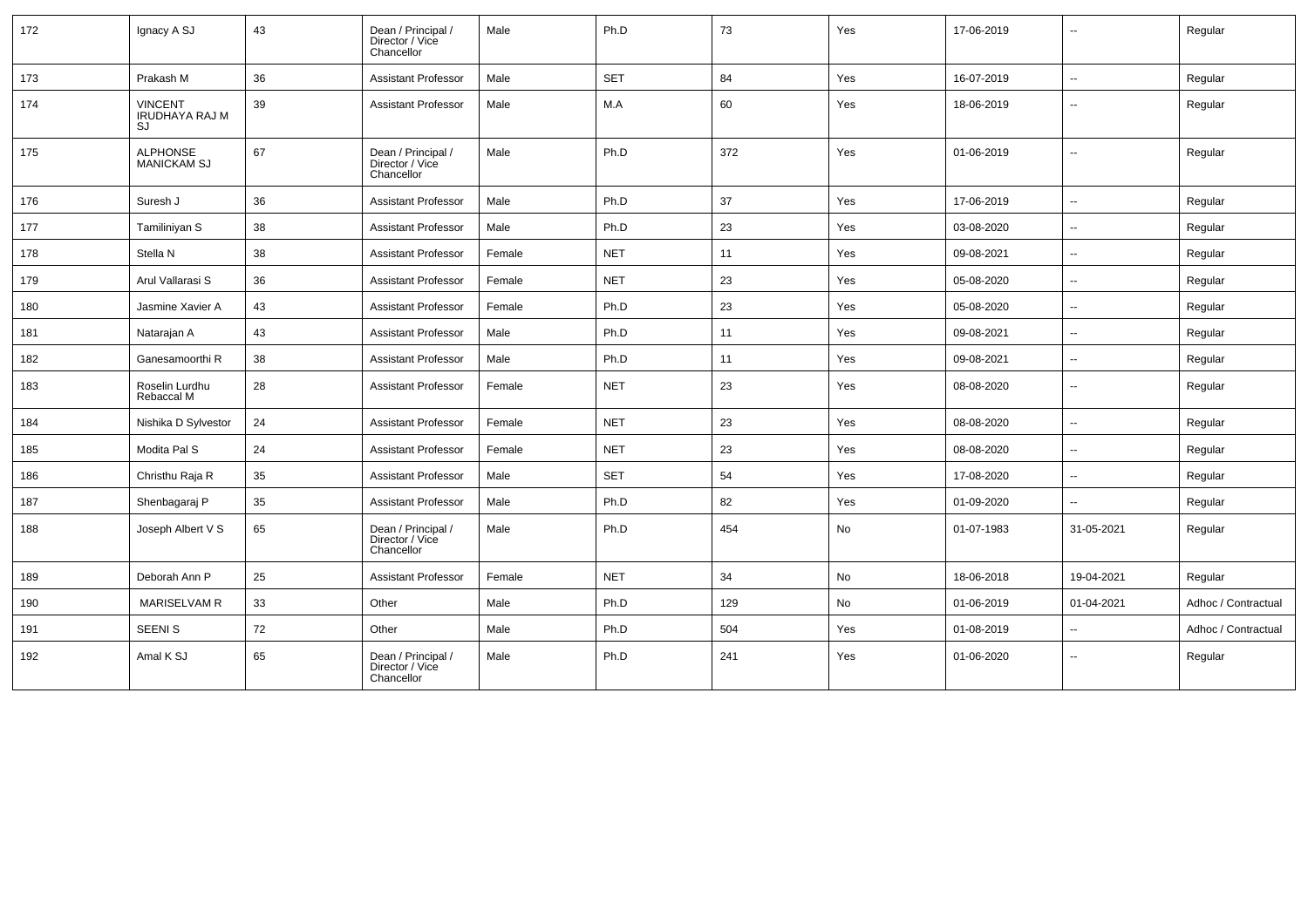| | | | | | | | | | | |
|---|---|---|---|---|---|---|---|---|---|---|
| 172 | Ignacy A SJ | 43 | Dean / Principal / Director / Vice Chancellor | Male | Ph.D | 73 | Yes | 17-06-2019 | -- | Regular |
| 173 | Prakash M | 36 | Assistant Professor | Male | SET | 84 | Yes | 16-07-2019 | -- | Regular |
| 174 | VINCENT IRUDHAYA RAJ M SJ | 39 | Assistant Professor | Male | M.A | 60 | Yes | 18-06-2019 | -- | Regular |
| 175 | ALPHONSE MANICKAM SJ | 67 | Dean / Principal / Director / Vice Chancellor | Male | Ph.D | 372 | Yes | 01-06-2019 | -- | Regular |
| 176 | Suresh J | 36 | Assistant Professor | Male | Ph.D | 37 | Yes | 17-06-2019 | -- | Regular |
| 177 | Tamiliniyan S | 38 | Assistant Professor | Male | Ph.D | 23 | Yes | 03-08-2020 | -- | Regular |
| 178 | Stella N | 38 | Assistant Professor | Female | NET | 11 | Yes | 09-08-2021 | -- | Regular |
| 179 | Arul Vallarasi S | 36 | Assistant Professor | Female | NET | 23 | Yes | 05-08-2020 | -- | Regular |
| 180 | Jasmine Xavier A | 43 | Assistant Professor | Female | Ph.D | 23 | Yes | 05-08-2020 | -- | Regular |
| 181 | Natarajan A | 43 | Assistant Professor | Male | Ph.D | 11 | Yes | 09-08-2021 | -- | Regular |
| 182 | Ganesamoorthi R | 38 | Assistant Professor | Male | Ph.D | 11 | Yes | 09-08-2021 | -- | Regular |
| 183 | Roselin Lurdhu Rebaccal M | 28 | Assistant Professor | Female | NET | 23 | Yes | 08-08-2020 | -- | Regular |
| 184 | Nishika D Sylvestor | 24 | Assistant Professor | Female | NET | 23 | Yes | 08-08-2020 | -- | Regular |
| 185 | Modita Pal S | 24 | Assistant Professor | Female | NET | 23 | Yes | 08-08-2020 | -- | Regular |
| 186 | Christhu Raja R | 35 | Assistant Professor | Male | SET | 54 | Yes | 17-08-2020 | -- | Regular |
| 187 | Shenbagaraj P | 35 | Assistant Professor | Male | Ph.D | 82 | Yes | 01-09-2020 | -- | Regular |
| 188 | Joseph Albert V S | 65 | Dean / Principal / Director / Vice Chancellor | Male | Ph.D | 454 | No | 01-07-1983 | 31-05-2021 | Regular |
| 189 | Deborah Ann P | 25 | Assistant Professor | Female | NET | 34 | No | 18-06-2018 | 19-04-2021 | Regular |
| 190 | MARISELVAM R | 33 | Other | Male | Ph.D | 129 | No | 01-06-2019 | 01-04-2021 | Adhoc / Contractual |
| 191 | SEENI S | 72 | Other | Male | Ph.D | 504 | Yes | 01-08-2019 | -- | Adhoc / Contractual |
| 192 | Amal K SJ | 65 | Dean / Principal / Director / Vice Chancellor | Male | Ph.D | 241 | Yes | 01-06-2020 | -- | Regular |